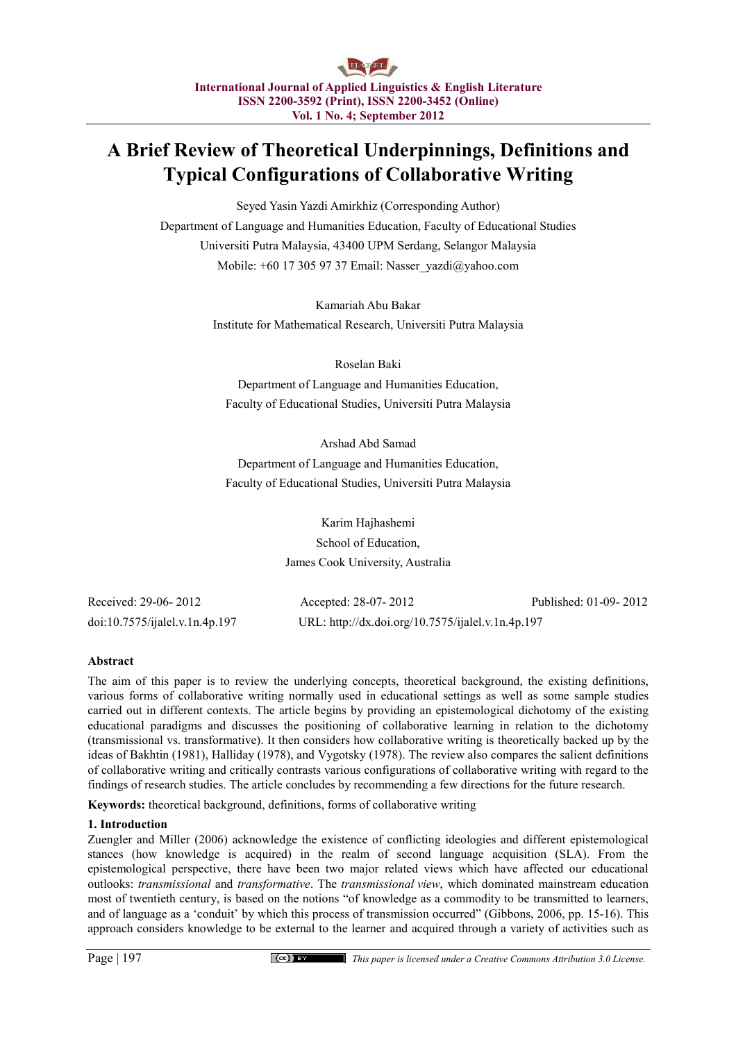# A Brief Review of Theoretical Underpinnings, Definitions and Typical Configurations of Collaborative Writing

Seyed Yasin Yazdi Amirkhiz (Corresponding Author)

Department of Language and Humanities Education, Faculty of Educational Studies

Universiti Putra Malaysia, 43400 UPM Serdang, Selangor Malaysia

Mobile: +60 17 305 97 37 Email: Nasser_yazdi@yahoo.com

Kamariah Abu Bakar

Institute for Mathematical Research, Universiti Putra Malaysia

Roselan Baki

Department of Language and Humanities Education,

Faculty of Educational Studies, Universiti Putra Malaysia

Arshad Abd Samad

Department of Language and Humanities Education,

Faculty of Educational Studies, Universiti Putra Malaysia

Karim Hajhashemi

School of Education,

James Cook University, Australia

Received: 29-06- 2012    Accepted: 28-07- 2012    Published: 01-09- 2012

doi:10.7575/ijalel.v.1n.4p.197    URL: http://dx.doi.org/10.7575/ijalel.v.1n.4p.197

## Abstract

The aim of this paper is to review the underlying concepts, theoretical background, the existing definitions, various forms of collaborative writing normally used in educational settings as well as some sample studies carried out in different contexts. The article begins by providing an epistemological dichotomy of the existing educational paradigms and discusses the positioning of collaborative learning in relation to the dichotomy (transmissional vs. transformative). It then considers how collaborative writing is theoretically backed up by the ideas of Bakhtin (1981), Halliday (1978), and Vygotsky (1978). The review also compares the salient definitions of collaborative writing and critically contrasts various configurations of collaborative writing with regard to the findings of research studies. The article concludes by recommending a few directions for the future research.

**Keywords:** theoretical background, definitions, forms of collaborative writing

## 1. Introduction

Zuengler and Miller (2006) acknowledge the existence of conflicting ideologies and different epistemological stances (how knowledge is acquired) in the realm of second language acquisition (SLA). From the epistemological perspective, there have been two major related views which have affected our educational outlooks: *transmissional* and *transformative*. The *transmissional view*, which dominated mainstream education most of twentieth century, is based on the notions "of knowledge as a commodity to be transmitted to learners, and of language as a 'conduit' by which this process of transmission occurred" (Gibbons, 2006, pp. 15-16). This approach considers knowledge to be external to the learner and acquired through a variety of activities such as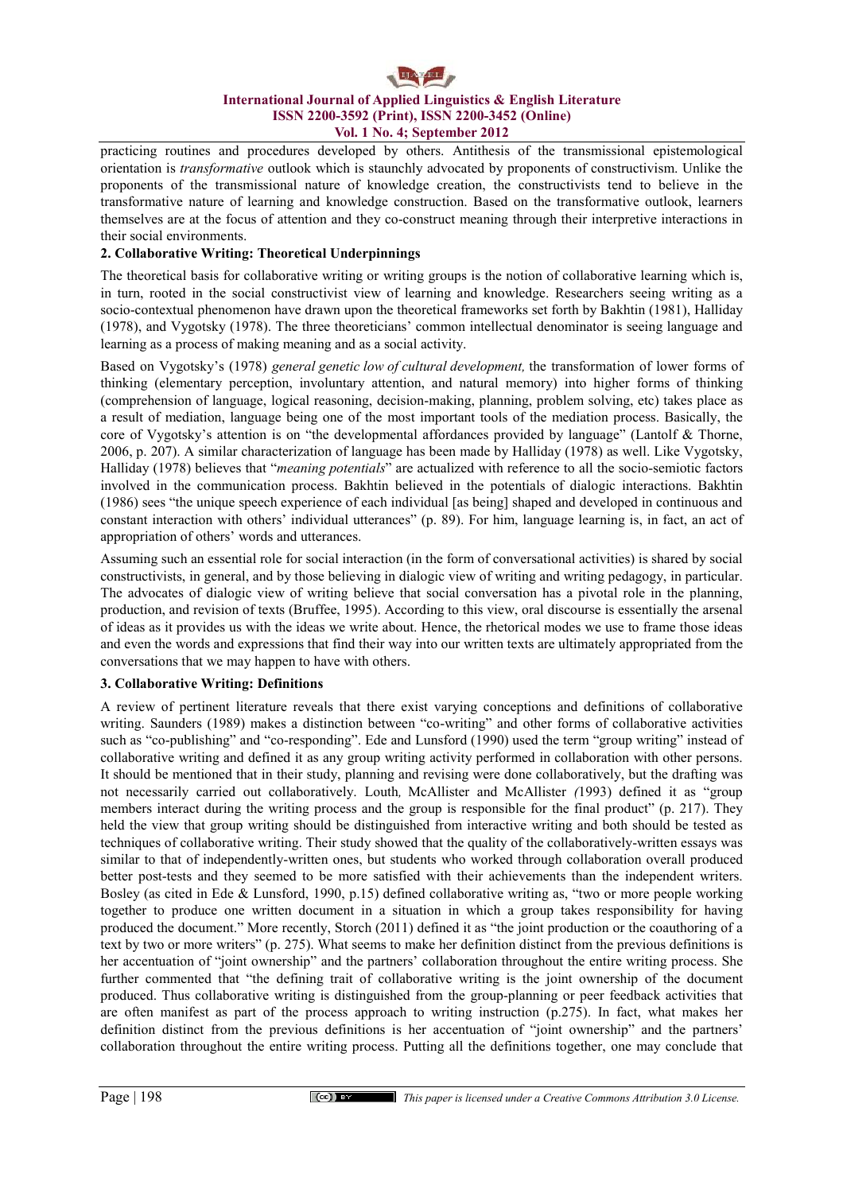practicing routines and procedures developed by others. Antithesis of the transmissional epistemological orientation is *transformative* outlook which is staunchly advocated by proponents of constructivism. Unlike the proponents of the transmissional nature of knowledge creation, the constructivists tend to believe in the transformative nature of learning and knowledge construction. Based on the transformative outlook, learners themselves are at the focus of attention and they co-construct meaning through their interpretive interactions in their social environments.

## 2. Collaborative Writing: Theoretical Underpinnings

The theoretical basis for collaborative writing or writing groups is the notion of collaborative learning which is, in turn, rooted in the social constructivist view of learning and knowledge. Researchers seeing writing as a socio-contextual phenomenon have drawn upon the theoretical frameworks set forth by Bakhtin (1981), Halliday (1978), and Vygotsky (1978). The three theoreticians' common intellectual denominator is seeing language and learning as a process of making meaning and as a social activity.

Based on Vygotsky's (1978) *general genetic low of cultural development,* the transformation of lower forms of thinking (elementary perception, involuntary attention, and natural memory) into higher forms of thinking (comprehension of language, logical reasoning, decision-making, planning, problem solving, etc) takes place as a result of mediation, language being one of the most important tools of the mediation process. Basically, the core of Vygotsky's attention is on "the developmental affordances provided by language" (Lantolf & Thorne, 2006, p. 207). A similar characterization of language has been made by Halliday (1978) as well. Like Vygotsky, Halliday (1978) believes that "*meaning potentials*" are actualized with reference to all the socio-semiotic factors involved in the communication process. Bakhtin believed in the potentials of dialogic interactions. Bakhtin (1986) sees "the unique speech experience of each individual [as being] shaped and developed in continuous and constant interaction with others' individual utterances" (p. 89). For him, language learning is, in fact, an act of appropriation of others' words and utterances.

Assuming such an essential role for social interaction (in the form of conversational activities) is shared by social constructivists, in general, and by those believing in dialogic view of writing and writing pedagogy, in particular. The advocates of dialogic view of writing believe that social conversation has a pivotal role in the planning, production, and revision of texts (Bruffee, 1995). According to this view, oral discourse is essentially the arsenal of ideas as it provides us with the ideas we write about. Hence, the rhetorical modes we use to frame those ideas and even the words and expressions that find their way into our written texts are ultimately appropriated from the conversations that we may happen to have with others.

## 3. Collaborative Writing: Definitions

A review of pertinent literature reveals that there exist varying conceptions and definitions of collaborative writing. Saunders (1989) makes a distinction between "co-writing" and other forms of collaborative activities such as "co-publishing" and "co-responding". Ede and Lunsford (1990) used the term "group writing" instead of collaborative writing and defined it as any group writing activity performed in collaboration with other persons. It should be mentioned that in their study, planning and revising were done collaboratively, but the drafting was not necessarily carried out collaboratively. Louth*,* McAllister and McAllister *(*1993) defined it as "group members interact during the writing process and the group is responsible for the final product" (p. 217). They held the view that group writing should be distinguished from interactive writing and both should be tested as techniques of collaborative writing. Their study showed that the quality of the collaboratively-written essays was similar to that of independently-written ones, but students who worked through collaboration overall produced better post-tests and they seemed to be more satisfied with their achievements than the independent writers. Bosley (as cited in Ede & Lunsford, 1990, p.15) defined collaborative writing as, "two or more people working together to produce one written document in a situation in which a group takes responsibility for having produced the document." More recently, Storch (2011) defined it as "the joint production or the coauthoring of a text by two or more writers" (p. 275). What seems to make her definition distinct from the previous definitions is her accentuation of "joint ownership" and the partners' collaboration throughout the entire writing process. She further commented that "the defining trait of collaborative writing is the joint ownership of the document produced. Thus collaborative writing is distinguished from the group-planning or peer feedback activities that are often manifest as part of the process approach to writing instruction (p.275). In fact, what makes her definition distinct from the previous definitions is her accentuation of "joint ownership" and the partners' collaboration throughout the entire writing process. Putting all the definitions together, one may conclude that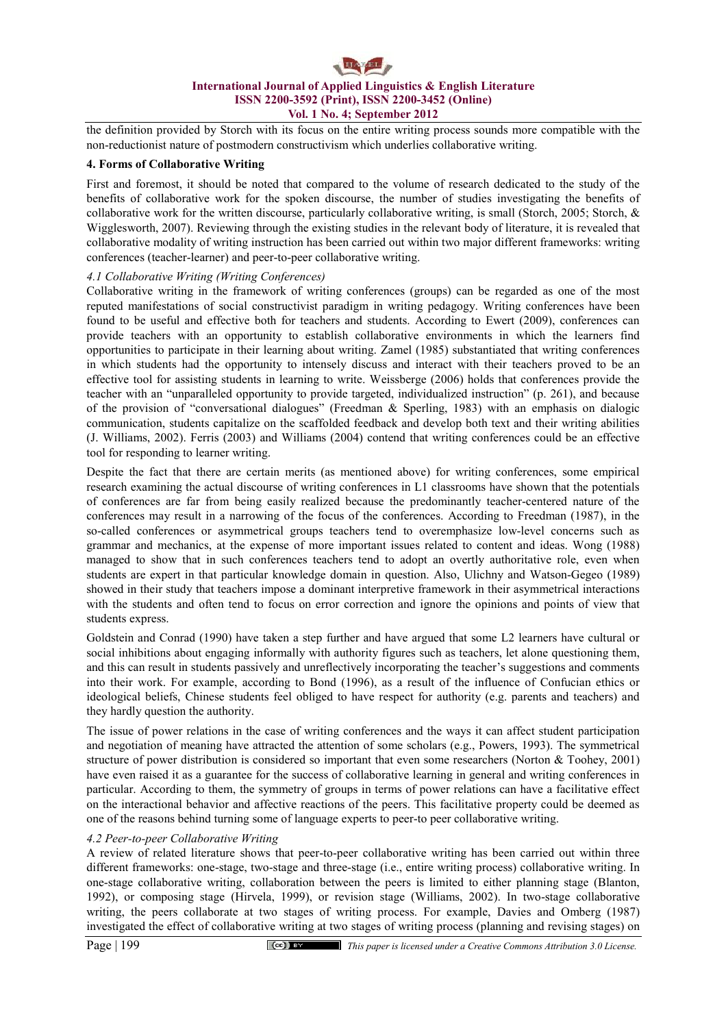the definition provided by Storch with its focus on the entire writing process sounds more compatible with the non-reductionist nature of postmodern constructivism which underlies collaborative writing.

## 4. Forms of Collaborative Writing

First and foremost, it should be noted that compared to the volume of research dedicated to the study of the benefits of collaborative work for the spoken discourse, the number of studies investigating the benefits of collaborative work for the written discourse, particularly collaborative writing, is small (Storch, 2005; Storch, & Wigglesworth, 2007). Reviewing through the existing studies in the relevant body of literature, it is revealed that collaborative modality of writing instruction has been carried out within two major different frameworks: writing conferences (teacher-learner) and peer-to-peer collaborative writing.

### *4.1 Collaborative Writing (Writing Conferences)*

Collaborative writing in the framework of writing conferences (groups) can be regarded as one of the most reputed manifestations of social constructivist paradigm in writing pedagogy. Writing conferences have been found to be useful and effective both for teachers and students. According to Ewert (2009), conferences can provide teachers with an opportunity to establish collaborative environments in which the learners find opportunities to participate in their learning about writing. Zamel (1985) substantiated that writing conferences in which students had the opportunity to intensely discuss and interact with their teachers proved to be an effective tool for assisting students in learning to write. Weissberge (2006) holds that conferences provide the teacher with an "unparalleled opportunity to provide targeted, individualized instruction" (p. 261), and because of the provision of "conversational dialogues" (Freedman & Sperling, 1983) with an emphasis on dialogic communication, students capitalize on the scaffolded feedback and develop both text and their writing abilities (J. Williams, 2002). Ferris (2003) and Williams (2004) contend that writing conferences could be an effective tool for responding to learner writing.

Despite the fact that there are certain merits (as mentioned above) for writing conferences, some empirical research examining the actual discourse of writing conferences in L1 classrooms have shown that the potentials of conferences are far from being easily realized because the predominantly teacher-centered nature of the conferences may result in a narrowing of the focus of the conferences. According to Freedman (1987), in the so-called conferences or asymmetrical groups teachers tend to overemphasize low-level concerns such as grammar and mechanics, at the expense of more important issues related to content and ideas. Wong (1988) managed to show that in such conferences teachers tend to adopt an overtly authoritative role, even when students are expert in that particular knowledge domain in question. Also, Ulichny and Watson-Gegeo (1989) showed in their study that teachers impose a dominant interpretive framework in their asymmetrical interactions with the students and often tend to focus on error correction and ignore the opinions and points of view that students express.

Goldstein and Conrad (1990) have taken a step further and have argued that some L2 learners have cultural or social inhibitions about engaging informally with authority figures such as teachers, let alone questioning them, and this can result in students passively and unreflectively incorporating the teacher's suggestions and comments into their work. For example, according to Bond (1996), as a result of the influence of Confucian ethics or ideological beliefs, Chinese students feel obliged to have respect for authority (e.g. parents and teachers) and they hardly question the authority.

The issue of power relations in the case of writing conferences and the ways it can affect student participation and negotiation of meaning have attracted the attention of some scholars (e.g., Powers, 1993). The symmetrical structure of power distribution is considered so important that even some researchers (Norton & Toohey, 2001) have even raised it as a guarantee for the success of collaborative learning in general and writing conferences in particular. According to them, the symmetry of groups in terms of power relations can have a facilitative effect on the interactional behavior and affective reactions of the peers. This facilitative property could be deemed as one of the reasons behind turning some of language experts to peer-to peer collaborative writing.

### *4.2 Peer-to-peer Collaborative Writing*

A review of related literature shows that peer-to-peer collaborative writing has been carried out within three different frameworks: one-stage, two-stage and three-stage (i.e., entire writing process) collaborative writing. In one-stage collaborative writing, collaboration between the peers is limited to either planning stage (Blanton, 1992), or composing stage (Hirvela, 1999), or revision stage (Williams, 2002). In two-stage collaborative writing, the peers collaborate at two stages of writing process. For example, Davies and Omberg (1987) investigated the effect of collaborative writing at two stages of writing process (planning and revising stages) on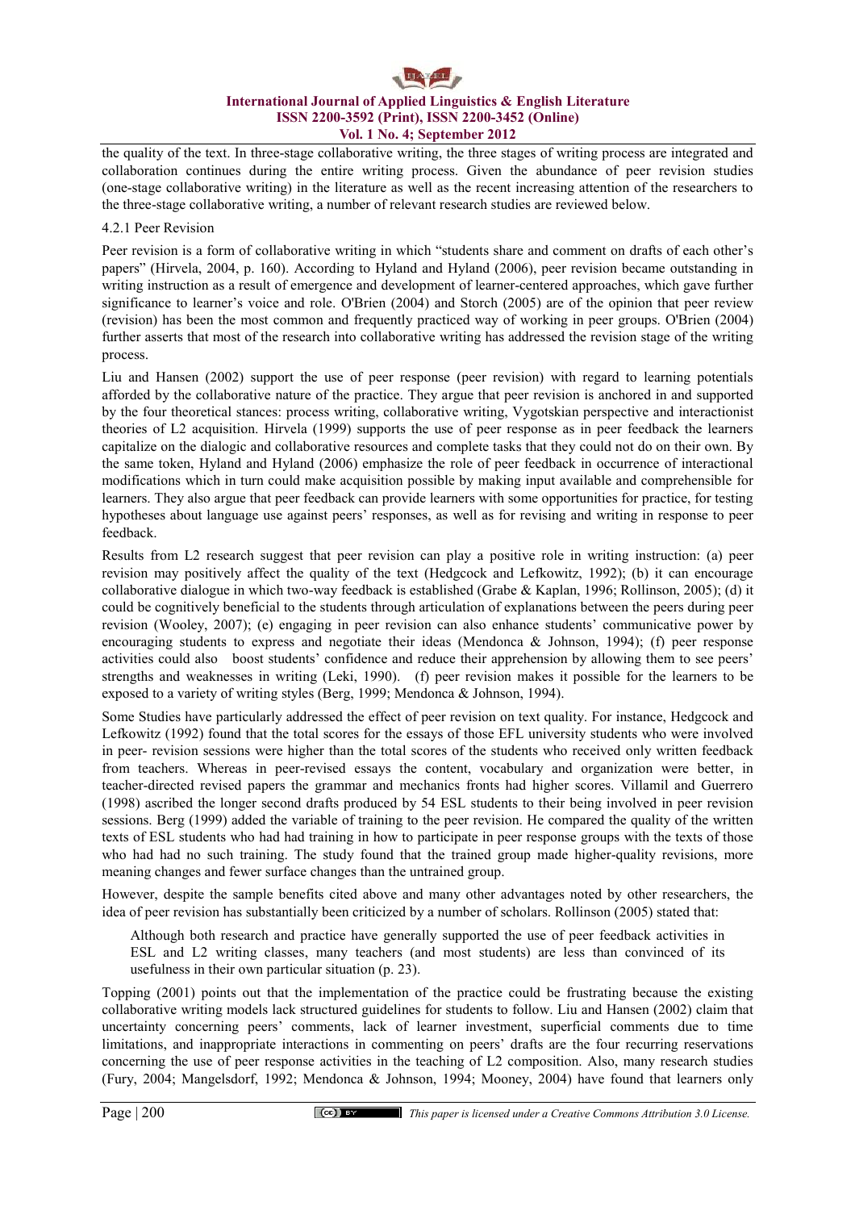the quality of the text. In three-stage collaborative writing, the three stages of writing process are integrated and collaboration continues during the entire writing process. Given the abundance of peer revision studies (one-stage collaborative writing) in the literature as well as the recent increasing attention of the researchers to the three-stage collaborative writing, a number of relevant research studies are reviewed below.

#### 4.2.1 Peer Revision

Peer revision is a form of collaborative writing in which "students share and comment on drafts of each other's papers" (Hirvela, 2004, p. 160). According to Hyland and Hyland (2006), peer revision became outstanding in writing instruction as a result of emergence and development of learner-centered approaches, which gave further significance to learner's voice and role. O'Brien (2004) and Storch (2005) are of the opinion that peer review (revision) has been the most common and frequently practiced way of working in peer groups. O'Brien (2004) further asserts that most of the research into collaborative writing has addressed the revision stage of the writing process.

Liu and Hansen (2002) support the use of peer response (peer revision) with regard to learning potentials afforded by the collaborative nature of the practice. They argue that peer revision is anchored in and supported by the four theoretical stances: process writing, collaborative writing, Vygotskian perspective and interactionist theories of L2 acquisition. Hirvela (1999) supports the use of peer response as in peer feedback the learners capitalize on the dialogic and collaborative resources and complete tasks that they could not do on their own. By the same token, Hyland and Hyland (2006) emphasize the role of peer feedback in occurrence of interactional modifications which in turn could make acquisition possible by making input available and comprehensible for learners. They also argue that peer feedback can provide learners with some opportunities for practice, for testing hypotheses about language use against peers' responses, as well as for revising and writing in response to peer feedback.

Results from L2 research suggest that peer revision can play a positive role in writing instruction: (a) peer revision may positively affect the quality of the text (Hedgcock and Lefkowitz, 1992); (b) it can encourage collaborative dialogue in which two-way feedback is established (Grabe & Kaplan, 1996; Rollinson, 2005); (d) it could be cognitively beneficial to the students through articulation of explanations between the peers during peer revision (Wooley, 2007); (e) engaging in peer revision can also enhance students' communicative power by encouraging students to express and negotiate their ideas (Mendonca & Johnson, 1994); (f) peer response activities could also boost students' confidence and reduce their apprehension by allowing them to see peers' strengths and weaknesses in writing (Leki, 1990). (f) peer revision makes it possible for the learners to be exposed to a variety of writing styles (Berg, 1999; Mendonca & Johnson, 1994).

Some Studies have particularly addressed the effect of peer revision on text quality. For instance, Hedgcock and Lefkowitz (1992) found that the total scores for the essays of those EFL university students who were involved in peer- revision sessions were higher than the total scores of the students who received only written feedback from teachers. Whereas in peer-revised essays the content, vocabulary and organization were better, in teacher-directed revised papers the grammar and mechanics fronts had higher scores. Villamil and Guerrero (1998) ascribed the longer second drafts produced by 54 ESL students to their being involved in peer revision sessions. Berg (1999) added the variable of training to the peer revision. He compared the quality of the written texts of ESL students who had had training in how to participate in peer response groups with the texts of those who had had no such training. The study found that the trained group made higher-quality revisions, more meaning changes and fewer surface changes than the untrained group.

However, despite the sample benefits cited above and many other advantages noted by other researchers, the idea of peer revision has substantially been criticized by a number of scholars. Rollinson (2005) stated that:

> Although both research and practice have generally supported the use of peer feedback activities in ESL and L2 writing classes, many teachers (and most students) are less than convinced of its usefulness in their own particular situation (p. 23).

Topping (2001) points out that the implementation of the practice could be frustrating because the existing collaborative writing models lack structured guidelines for students to follow. Liu and Hansen (2002) claim that uncertainty concerning peers' comments, lack of learner investment, superficial comments due to time limitations, and inappropriate interactions in commenting on peers' drafts are the four recurring reservations concerning the use of peer response activities in the teaching of L2 composition. Also, many research studies (Fury, 2004; Mangelsdorf, 1992; Mendonca & Johnson, 1994; Mooney, 2004) have found that learners only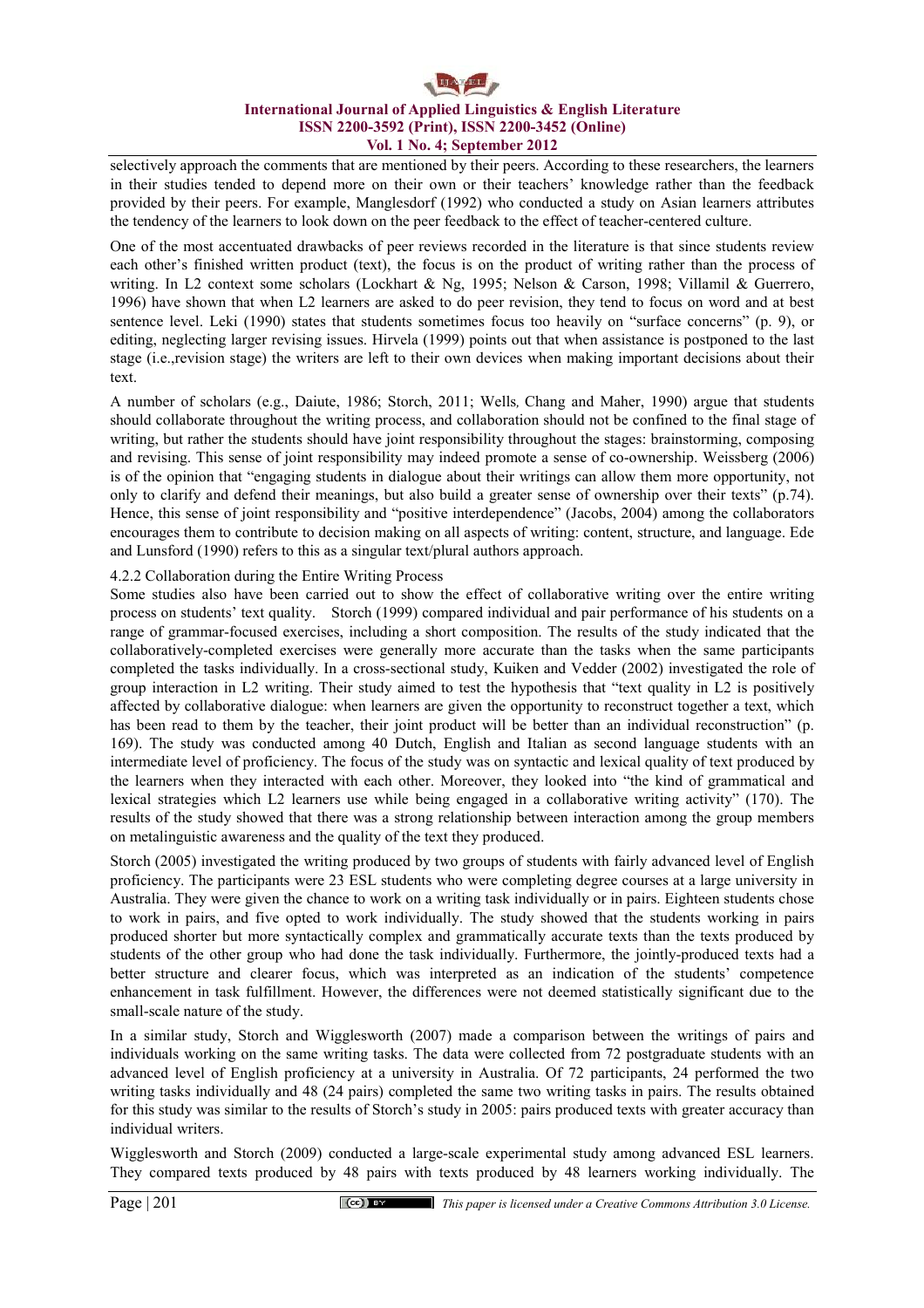selectively approach the comments that are mentioned by their peers. According to these researchers, the learners in their studies tended to depend more on their own or their teachers' knowledge rather than the feedback provided by their peers. For example, Manglesdorf (1992) who conducted a study on Asian learners attributes the tendency of the learners to look down on the peer feedback to the effect of teacher-centered culture.

One of the most accentuated drawbacks of peer reviews recorded in the literature is that since students review each other's finished written product (text), the focus is on the product of writing rather than the process of writing. In L2 context some scholars (Lockhart & Ng, 1995; Nelson & Carson, 1998; Villamil & Guerrero, 1996) have shown that when L2 learners are asked to do peer revision, they tend to focus on word and at best sentence level. Leki (1990) states that students sometimes focus too heavily on "surface concerns" (p. 9), or editing, neglecting larger revising issues. Hirvela (1999) points out that when assistance is postponed to the last stage (i.e.,revision stage) the writers are left to their own devices when making important decisions about their text.

A number of scholars (e.g., Daiute, 1986; Storch, 2011; Wells, Chang and Maher, 1990) argue that students should collaborate throughout the writing process, and collaboration should not be confined to the final stage of writing, but rather the students should have joint responsibility throughout the stages: brainstorming, composing and revising. This sense of joint responsibility may indeed promote a sense of co-ownership. Weissberg (2006) is of the opinion that "engaging students in dialogue about their writings can allow them more opportunity, not only to clarify and defend their meanings, but also build a greater sense of ownership over their texts" (p.74). Hence, this sense of joint responsibility and "positive interdependence" (Jacobs, 2004) among the collaborators encourages them to contribute to decision making on all aspects of writing: content, structure, and language. Ede and Lunsford (1990) refers to this as a singular text/plural authors approach.

#### 4.2.2 Collaboration during the Entire Writing Process

Some studies also have been carried out to show the effect of collaborative writing over the entire writing process on students' text quality. Storch (1999) compared individual and pair performance of his students on a range of grammar-focused exercises, including a short composition. The results of the study indicated that the collaboratively-completed exercises were generally more accurate than the tasks when the same participants completed the tasks individually. In a cross-sectional study, Kuiken and Vedder (2002) investigated the role of group interaction in L2 writing. Their study aimed to test the hypothesis that "text quality in L2 is positively affected by collaborative dialogue: when learners are given the opportunity to reconstruct together a text, which has been read to them by the teacher, their joint product will be better than an individual reconstruction" (p. 169). The study was conducted among 40 Dutch, English and Italian as second language students with an intermediate level of proficiency. The focus of the study was on syntactic and lexical quality of text produced by the learners when they interacted with each other. Moreover, they looked into "the kind of grammatical and lexical strategies which L2 learners use while being engaged in a collaborative writing activity" (170). The results of the study showed that there was a strong relationship between interaction among the group members on metalinguistic awareness and the quality of the text they produced.

Storch (2005) investigated the writing produced by two groups of students with fairly advanced level of English proficiency. The participants were 23 ESL students who were completing degree courses at a large university in Australia. They were given the chance to work on a writing task individually or in pairs. Eighteen students chose to work in pairs, and five opted to work individually. The study showed that the students working in pairs produced shorter but more syntactically complex and grammatically accurate texts than the texts produced by students of the other group who had done the task individually. Furthermore, the jointly-produced texts had a better structure and clearer focus, which was interpreted as an indication of the students' competence enhancement in task fulfillment. However, the differences were not deemed statistically significant due to the small-scale nature of the study.

In a similar study, Storch and Wigglesworth (2007) made a comparison between the writings of pairs and individuals working on the same writing tasks. The data were collected from 72 postgraduate students with an advanced level of English proficiency at a university in Australia. Of 72 participants, 24 performed the two writing tasks individually and 48 (24 pairs) completed the same two writing tasks in pairs. The results obtained for this study was similar to the results of Storch's study in 2005: pairs produced texts with greater accuracy than individual writers.

Wigglesworth and Storch (2009) conducted a large-scale experimental study among advanced ESL learners. They compared texts produced by 48 pairs with texts produced by 48 learners working individually. The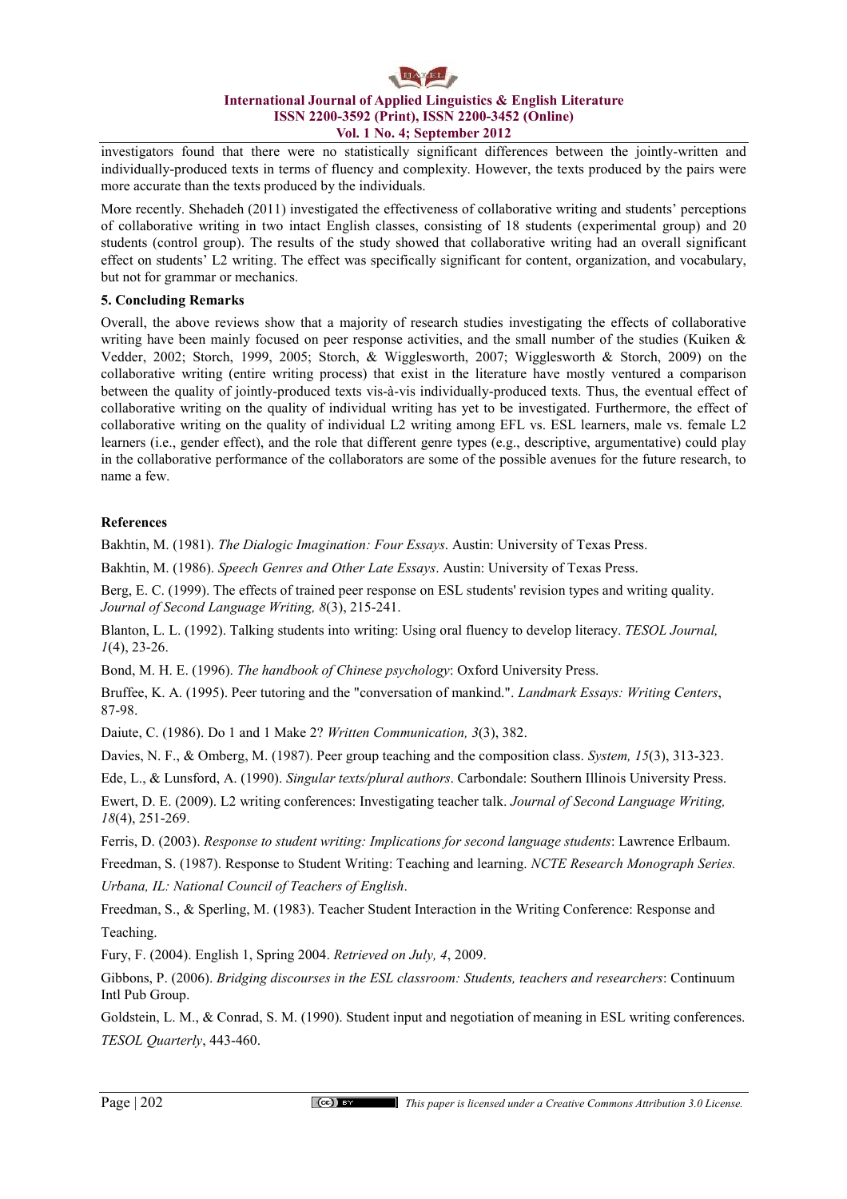investigators found that there were no statistically significant differences between the jointly-written and individually-produced texts in terms of fluency and complexity. However, the texts produced by the pairs were more accurate than the texts produced by the individuals.

More recently. Shehadeh (2011) investigated the effectiveness of collaborative writing and students' perceptions of collaborative writing in two intact English classes, consisting of 18 students (experimental group) and 20 students (control group). The results of the study showed that collaborative writing had an overall significant effect on students' L2 writing. The effect was specifically significant for content, organization, and vocabulary, but not for grammar or mechanics.

## 5. Concluding Remarks

Overall, the above reviews show that a majority of research studies investigating the effects of collaborative writing have been mainly focused on peer response activities, and the small number of the studies (Kuiken & Vedder, 2002; Storch, 1999, 2005; Storch, & Wigglesworth, 2007; Wigglesworth & Storch, 2009) on the collaborative writing (entire writing process) that exist in the literature have mostly ventured a comparison between the quality of jointly-produced texts vis-à-vis individually-produced texts. Thus, the eventual effect of collaborative writing on the quality of individual writing has yet to be investigated. Furthermore, the effect of collaborative writing on the quality of individual L2 writing among EFL vs. ESL learners, male vs. female L2 learners (i.e., gender effect), and the role that different genre types (e.g., descriptive, argumentative) could play in the collaborative performance of the collaborators are some of the possible avenues for the future research, to name a few.

## References

Bakhtin, M. (1981). *The Dialogic Imagination: Four Essays*. Austin: University of Texas Press.

Bakhtin, M. (1986). *Speech Genres and Other Late Essays*. Austin: University of Texas Press.

Berg, E. C. (1999). The effects of trained peer response on ESL students' revision types and writing quality. *Journal of Second Language Writing, 8*(3), 215-241.

Blanton, L. L. (1992). Talking students into writing: Using oral fluency to develop literacy. *TESOL Journal, 1*(4), 23-26.

Bond, M. H. E. (1996). *The handbook of Chinese psychology*: Oxford University Press.

Bruffee, K. A. (1995). Peer tutoring and the "conversation of mankind.". *Landmark Essays: Writing Centers*, 87-98.

Daiute, C. (1986). Do 1 and 1 Make 2? *Written Communication, 3*(3), 382.

Davies, N. F., & Omberg, M. (1987). Peer group teaching and the composition class. *System, 15*(3), 313-323.

Ede, L., & Lunsford, A. (1990). *Singular texts/plural authors*. Carbondale: Southern Illinois University Press.

Ewert, D. E. (2009). L2 writing conferences: Investigating teacher talk. *Journal of Second Language Writing, 18*(4), 251-269.

Ferris, D. (2003). *Response to student writing: Implications for second language students*: Lawrence Erlbaum.

Freedman, S. (1987). Response to Student Writing: Teaching and learning. *NCTE Research Monograph Series. Urbana, IL: National Council of Teachers of English*.

Freedman, S., & Sperling, M. (1983). Teacher Student Interaction in the Writing Conference: Response and Teaching.

Fury, F. (2004). English 1, Spring 2004. *Retrieved on July, 4*, 2009.

Gibbons, P. (2006). *Bridging discourses in the ESL classroom: Students, teachers and researchers*: Continuum Intl Pub Group.

Goldstein, L. M., & Conrad, S. M. (1990). Student input and negotiation of meaning in ESL writing conferences. *TESOL Quarterly*, 443-460.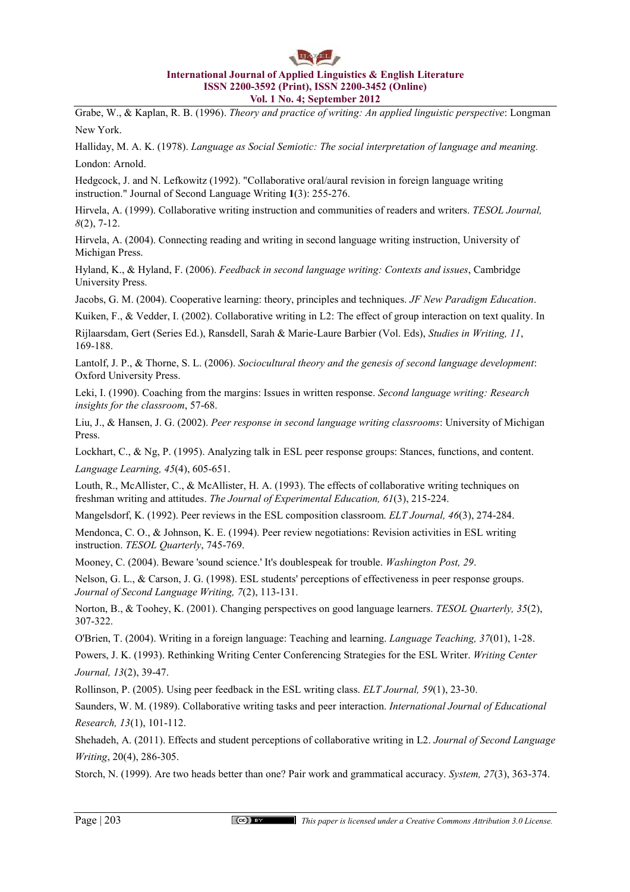Grabe, W., & Kaplan, R. B. (1996). *Theory and practice of writing: An applied linguistic perspective*: Longman New York.

Halliday, M. A. K. (1978). *Language as Social Semiotic: The social interpretation of language and meaning.* London: Arnold.

Hedgcock, J. and N. Lefkowitz (1992). "Collaborative oral/aural revision in foreign language writing instruction." Journal of Second Language Writing **1**(3): 255-276.

Hirvela, A. (1999). Collaborative writing instruction and communities of readers and writers. *TESOL Journal, 8*(2), 7-12.

Hirvela, A. (2004). Connecting reading and writing in second language writing instruction, University of Michigan Press.

Hyland, K., & Hyland, F. (2006). *Feedback in second language writing: Contexts and issues*, Cambridge University Press.

Jacobs, G. M. (2004). Cooperative learning: theory, principles and techniques. *JF New Paradigm Education*.

Kuiken, F., & Vedder, I. (2002). Collaborative writing in L2: The effect of group interaction on text quality. In Rijlaarsdam, Gert (Series Ed.), Ransdell, Sarah & Marie-Laure Barbier (Vol. Eds), *Studies in Writing, 11*, 169-188.

Lantolf, J. P., & Thorne, S. L. (2006). *Sociocultural theory and the genesis of second language development*: Oxford University Press.

Leki, I. (1990). Coaching from the margins: Issues in written response. *Second language writing: Research insights for the classroom*, 57-68.

Liu, J., & Hansen, J. G. (2002). *Peer response in second language writing classrooms*: University of Michigan Press.

Lockhart, C., & Ng, P. (1995). Analyzing talk in ESL peer response groups: Stances, functions, and content. *Language Learning, 45*(4), 605-651.

Louth, R., McAllister, C., & McAllister, H. A. (1993). The effects of collaborative writing techniques on freshman writing and attitudes. *The Journal of Experimental Education, 61*(3), 215-224.

Mangelsdorf, K. (1992). Peer reviews in the ESL composition classroom. *ELT Journal, 46*(3), 274-284.

Mendonca, C. O., & Johnson, K. E. (1994). Peer review negotiations: Revision activities in ESL writing instruction. *TESOL Quarterly*, 745-769.

Mooney, C. (2004). Beware 'sound science.' It's doublespeak for trouble. *Washington Post, 29*.

Nelson, G. L., & Carson, J. G. (1998). ESL students' perceptions of effectiveness in peer response groups. *Journal of Second Language Writing, 7*(2), 113-131.

Norton, B., & Toohey, K. (2001). Changing perspectives on good language learners. *TESOL Quarterly, 35*(2), 307-322.

O'Brien, T. (2004). Writing in a foreign language: Teaching and learning. *Language Teaching, 37*(01), 1-28.

Powers, J. K. (1993). Rethinking Writing Center Conferencing Strategies for the ESL Writer. *Writing Center Journal, 13*(2), 39-47.

Rollinson, P. (2005). Using peer feedback in the ESL writing class. *ELT Journal, 59*(1), 23-30.

Saunders, W. M. (1989). Collaborative writing tasks and peer interaction. *International Journal of Educational Research, 13*(1), 101-112.

Shehadeh, A. (2011). Effects and student perceptions of collaborative writing in L2. *Journal of Second Language Writing*, 20(4), 286-305.

Storch, N. (1999). Are two heads better than one? Pair work and grammatical accuracy. *System, 27*(3), 363-374.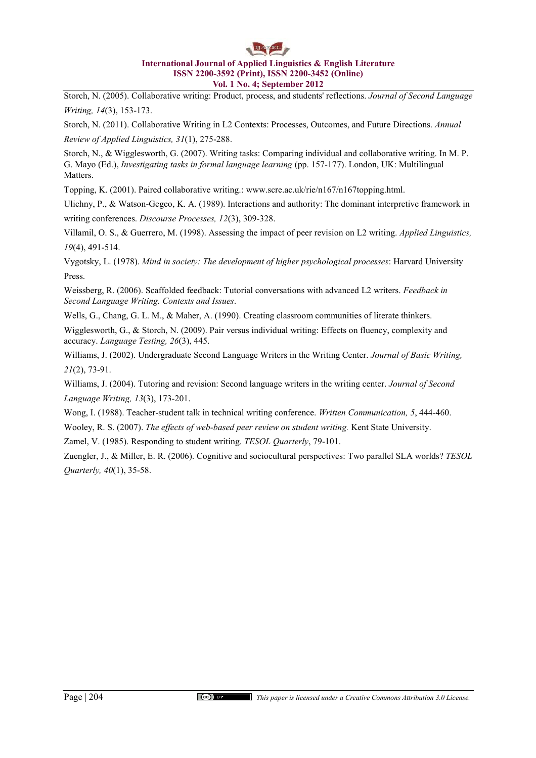Storch, N. (2005). Collaborative writing: Product, process, and students' reflections. *Journal of Second Language Writing, 14*(3), 153-173.

Storch, N. (2011). Collaborative Writing in L2 Contexts: Processes, Outcomes, and Future Directions. *Annual Review of Applied Linguistics, 31*(1), 275-288.

Storch, N., & Wigglesworth, G. (2007). Writing tasks: Comparing individual and collaborative writing. In M. P. G. Mayo (Ed.), *Investigating tasks in formal language learning* (pp. 157-177). London, UK: Multilingual Matters.

Topping, K. (2001). Paired collaborative writing.: www.scre.ac.uk/rie/n167/n167topping.html.

Ulichny, P., & Watson-Gegeo, K. A. (1989). Interactions and authority: The dominant interpretive framework in writing conferences. *Discourse Processes, 12*(3), 309-328.

Villamil, O. S., & Guerrero, M. (1998). Assessing the impact of peer revision on L2 writing. *Applied Linguistics, 19*(4), 491-514.

Vygotsky, L. (1978). *Mind in society: The development of higher psychological processes*: Harvard University Press.

Weissberg, R. (2006). Scaffolded feedback: Tutorial conversations with advanced L2 writers. *Feedback in Second Language Writing. Contexts and Issues*.

Wells, G., Chang, G. L. M., & Maher, A. (1990). Creating classroom communities of literate thinkers.

Wigglesworth, G., & Storch, N. (2009). Pair versus individual writing: Effects on fluency, complexity and accuracy. *Language Testing, 26*(3), 445.

Williams, J. (2002). Undergraduate Second Language Writers in the Writing Center. *Journal of Basic Writing, 21*(2), 73-91.

Williams, J. (2004). Tutoring and revision: Second language writers in the writing center. *Journal of Second Language Writing, 13*(3), 173-201.

Wong, I. (1988). Teacher-student talk in technical writing conference. *Written Communication, 5*, 444-460.

Wooley, R. S. (2007). *The effects of web-based peer review on student writing.* Kent State University.

Zamel, V. (1985). Responding to student writing. *TESOL Quarterly*, 79-101.

Zuengler, J., & Miller, E. R. (2006). Cognitive and sociocultural perspectives: Two parallel SLA worlds? *TESOL Quarterly, 40*(1), 35-58.